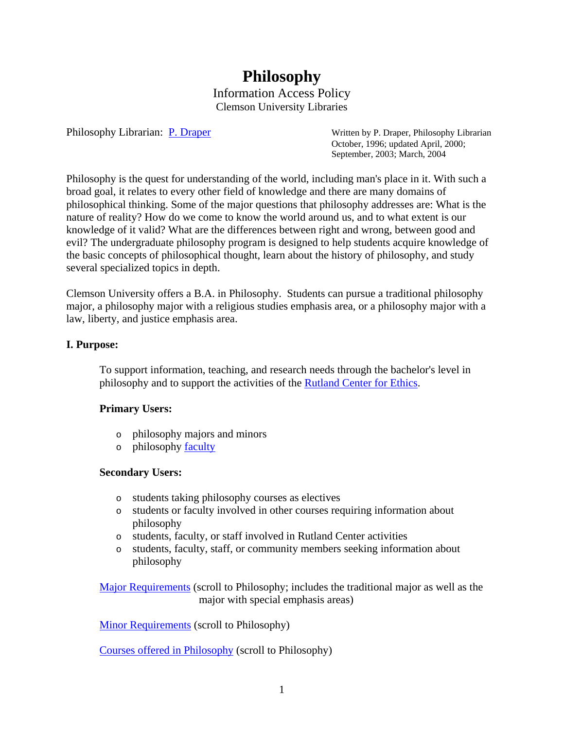# Philosophy

Information Access Policy

Clemson University Libraries

Philosophy Librarian: [P. Draper]

Written by P. Draper, Philosophy Librarian
October, 1996; updated April, 2000;
September, 2003; March, 2004

Philosophy is the quest for understanding of the world, including man's place in it. With such a broad goal, it relates to every other field of knowledge and there are many domains of philosophical thinking. Some of the major questions that philosophy addresses are: What is the nature of reality? How do we come to know the world around us, and to what extent is our knowledge of it valid? What are the differences between right and wrong, between good and evil? The undergraduate philosophy program is designed to help students acquire knowledge of the basic concepts of philosophical thought, learn about the history of philosophy, and study several specialized topics in depth.

Clemson University offers a B.A. in Philosophy. Students can pursue a traditional philosophy major, a philosophy major with a religious studies emphasis area, or a philosophy major with a law, liberty, and justice emphasis area.

## I. Purpose:

To support information, teaching, and research needs through the bachelor's level in philosophy and to support the activities of the [Rutland Center for Ethics].

**Primary Users:**

- philosophy majors and minors
- philosophy [faculty]

**Secondary Users:**

- students taking philosophy courses as electives
- students or faculty involved in other courses requiring information about philosophy
- students, faculty, or staff involved in Rutland Center activities
- students, faculty, staff, or community members seeking information about philosophy

[Major Requirements] (scroll to Philosophy; includes the traditional major as well as the major with special emphasis areas)

[Minor Requirements] (scroll to Philosophy)

[Courses offered in Philosophy] (scroll to Philosophy)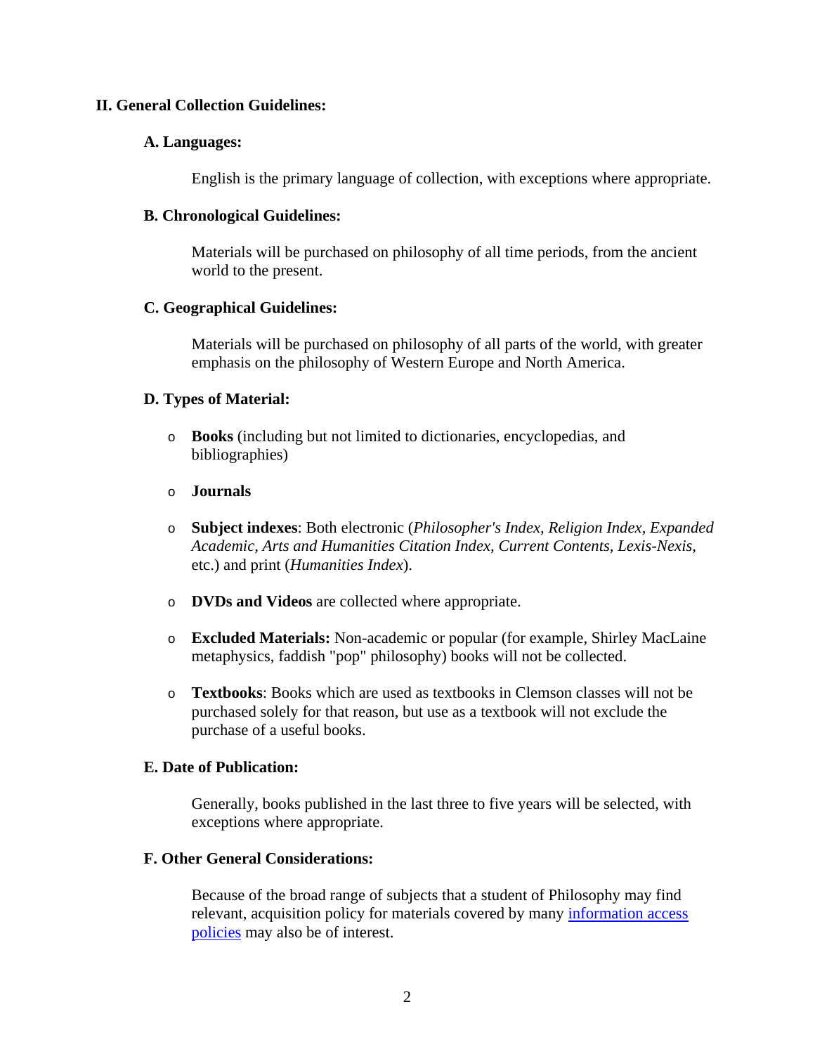## II. General Collection Guidelines:

### A. Languages:

English is the primary language of collection, with exceptions where appropriate.

### B. Chronological Guidelines:

Materials will be purchased on philosophy of all time periods, from the ancient world to the present.

### C. Geographical Guidelines:

Materials will be purchased on philosophy of all parts of the world, with greater emphasis on the philosophy of Western Europe and North America.

### D. Types of Material:

- **Books** (including but not limited to dictionaries, encyclopedias, and bibliographies)
- **Journals**
- **Subject indexes**: Both electronic (*Philosopher's Index, Religion Index, Expanded Academic, Arts and Humanities Citation Index, Current Contents, Lexis-Nexis,* etc.) and print (*Humanities Index*).
- **DVDs and Videos** are collected where appropriate.
- **Excluded Materials:** Non-academic or popular (for example, Shirley MacLaine metaphysics, faddish "pop" philosophy) books will not be collected.
- **Textbooks**: Books which are used as textbooks in Clemson classes will not be purchased solely for that reason, but use as a textbook will not exclude the purchase of a useful books.

### E. Date of Publication:

Generally, books published in the last three to five years will be selected, with exceptions where appropriate.

### F. Other General Considerations:

Because of the broad range of subjects that a student of Philosophy may find relevant, acquisition policy for materials covered by many information access policies may also be of interest.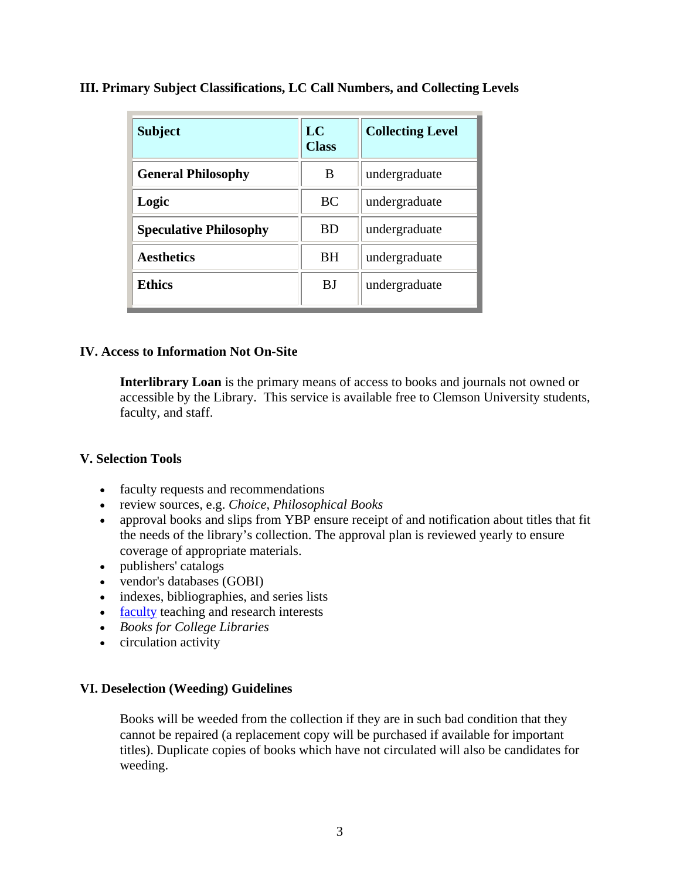## III. Primary Subject Classifications, LC Call Numbers, and Collecting Levels

| **Subject** | **LC Class** | **Collecting Level** |
|---|---|---|
| **General Philosophy** | B | undergraduate |
| **Logic** | BC | undergraduate |
| **Speculative Philosophy** | BD | undergraduate |
| **Aesthetics** | BH | undergraduate |
| **Ethics** | BJ | undergraduate |

## IV. Access to Information Not On-Site

**Interlibrary Loan** is the primary means of access to books and journals not owned or accessible by the Library. This service is available free to Clemson University students, faculty, and staff.

## V. Selection Tools

- faculty requests and recommendations
- review sources, e.g. *Choice, Philosophical Books*
- approval books and slips from YBP ensure receipt of and notification about titles that fit the needs of the library's collection. The approval plan is reviewed yearly to ensure coverage of appropriate materials.
- publishers' catalogs
- vendor's databases (GOBI)
- indexes, bibliographies, and series lists
- faculty teaching and research interests
- *Books for College Libraries*
- circulation activity

## VI. Deselection (Weeding) Guidelines

Books will be weeded from the collection if they are in such bad condition that they cannot be repaired (a replacement copy will be purchased if available for important titles). Duplicate copies of books which have not circulated will also be candidates for weeding.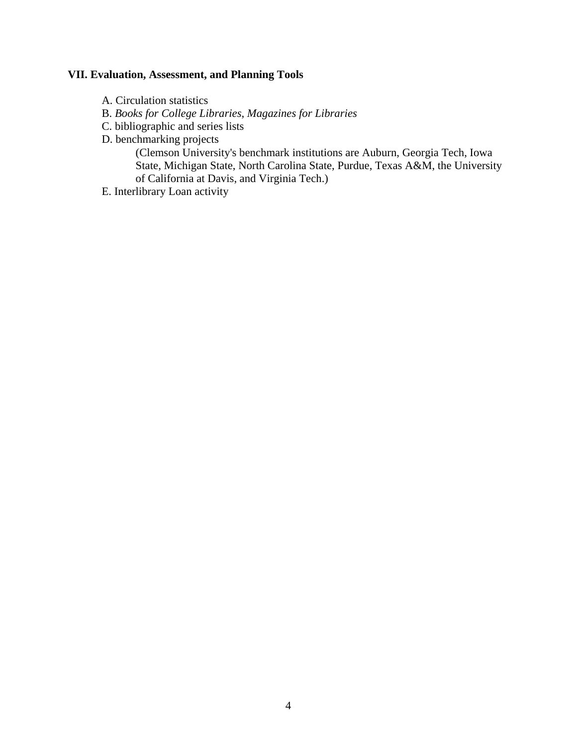### VII. Evaluation, Assessment, and Planning Tools

A. Circulation statistics

B. *Books for College Libraries*, *Magazines for Libraries*

C. bibliographic and series lists

D. benchmarking projects

> (Clemson University's benchmark institutions are Auburn, Georgia Tech, Iowa State, Michigan State, North Carolina State, Purdue, Texas A&M, the University of California at Davis, and Virginia Tech.)

E. Interlibrary Loan activity